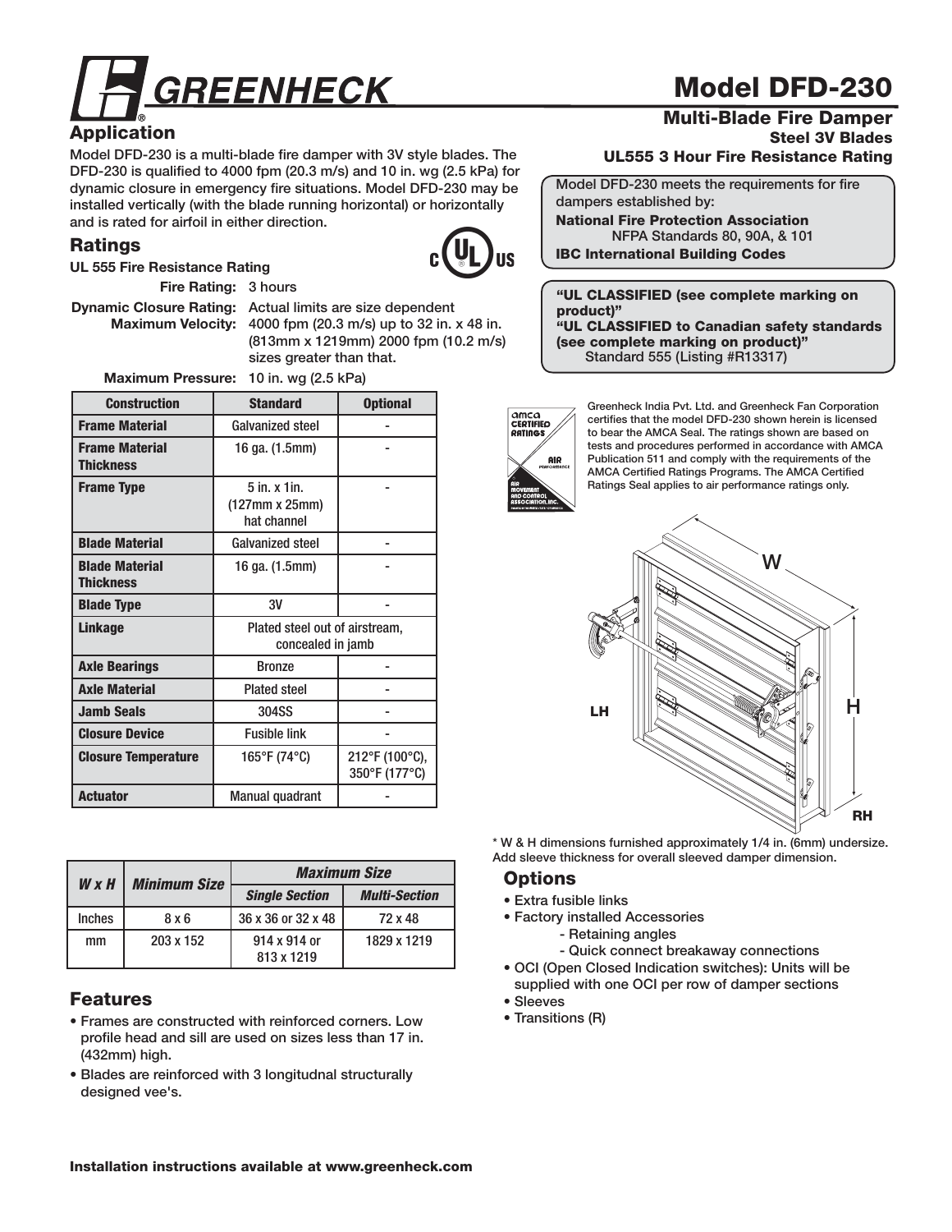# Model DFD-230

## Multi-Blade Fire Damper

**Steel 3V Blades**

**UL555 3 Hour Fire Resistance Rating**

## Application

Model DFD-230 is a multi-blade fire damper with 3V style blades. The DFD-230 is qualified to 4000 fpm (20.3 m/s) and 10 in. wg (2.5 kPa) for dynamic closure in emergency fire situations. Model DFD-230 may be installed vertically (with the blade running horizontal) or horizontally and is rated for airfoil in either direction.

## Ratings

**UL 555 Fire Resistance Rating**

**Fire Rating:** 3 hours

**Dynamic Closure Rating: Maximum Velocity:** Actual limits are size dependent 4000 fpm (20.3 m/s) up to 32 in. x 48 in. (813mm x 1219mm) 2000 fpm (10.2 m/s) sizes greater than that.

**Maximum Pressure:** 10 in. wg (2.5 kPa)

| Construction | Standard | Optional |
|---|---|---|
| Frame Material | Galvanized steel | - |
| Frame Material Thickness | 16 ga. (1.5mm) | - |
| Frame Type | 5 in. x 1in. (127mm x 25mm) hat channel | - |
| Blade Material | Galvanized steel | - |
| Blade Material Thickness | 16 ga. (1.5mm) | - |
| Blade Type | 3V | - |
| Linkage | Plated steel out of airstream, concealed in jamb | |
| Axle Bearings | Bronze | - |
| Axle Material | Plated steel | - |
| Jamb Seals | 304SS | - |
| Closure Device | Fusible link | - |
| Closure Temperature | 165°F (74°C) | 212°F (100°C), 350°F (177°C) |
| Actuator | Manual quadrant | - |

| W x H | Minimum Size | Maximum Size | |
|---|---|---|---|
| | | Single Section | Multi-Section |
| Inches | 8 x 6 | 36 x 36 or 32 x 48 | 72 x 48 |
| mm | 203 x 152 | 914 x 914 or 813 x 1219 | 1829 x 1219 |

## Features

- Frames are constructed with reinforced corners. Low profile head and sill are used on sizes less than 17 in. (432mm) high.
- Blades are reinforced with 3 longitudnal structurally designed vee's.

Model DFD-230 meets the requirements for fire dampers established by:

**National Fire Protection Association**
NFPA Standards 80, 90A, & 101

**IBC International Building Codes**

**"UL CLASSIFIED (see complete marking on product)"**
**"UL CLASSIFIED to Canadian safety standards (see complete marking on product)"**
Standard 555 (Listing #R13317)

Greenheck India Pvt. Ltd. and Greenheck Fan Corporation certifies that the model DFD-230 shown herein is licensed to bear the AMCA Seal. The ratings shown are based on tests and procedures performed in accordance with AMCA Publication 511 and comply with the requirements of the AMCA Certified Ratings Programs. The AMCA Certified Ratings Seal applies to air performance ratings only.

\* W & H dimensions furnished approximately 1/4 in. (6mm) undersize. Add sleeve thickness for overall sleeved damper dimension.

## Options

- Extra fusible links
- Factory installed Accessories
  - Retaining angles
  - Quick connect breakaway connections
- OCI (Open Closed Indication switches): Units will be supplied with one OCI per row of damper sections
- Sleeves
- Transitions (R)

**Installation instructions available at www.greenheck.com**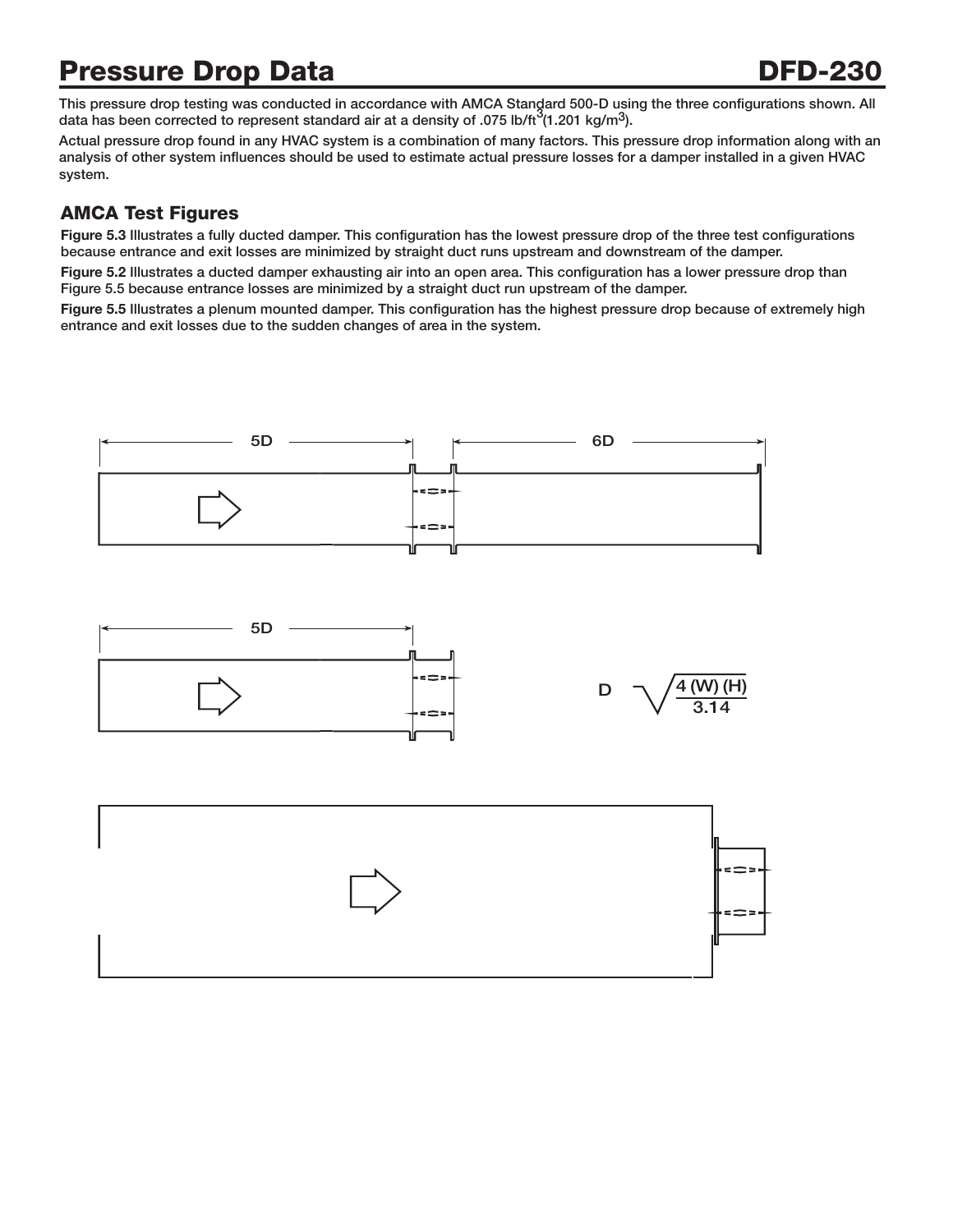# Pressure Drop Data

**DFD-230**

This pressure drop testing was conducted in accordance with AMCA Standard 500-D using the three configurations shown. All data has been corrected to represent standard air at a density of .075 lb/ft$^3$(1.201 kg/m$^3$).

Actual pressure drop found in any HVAC system is a combination of many factors. This pressure drop information along with an analysis of other system influences should be used to estimate actual pressure losses for a damper installed in a given HVAC system.

## AMCA Test Figures

**Figure 5.3** Illustrates a fully ducted damper. This configuration has the lowest pressure drop of the three test configurations because entrance and exit losses are minimized by straight duct runs upstream and downstream of the damper.

**Figure 5.2** Illustrates a ducted damper exhausting air into an open area. This configuration has a lower pressure drop than Figure 5.5 because entrance losses are minimized by a straight duct run upstream of the damper.

**Figure 5.5** Illustrates a plenum mounted damper. This configuration has the highest pressure drop because of extremely high entrance and exit losses due to the sudden changes of area in the system.

5D

6D

5D

$$D = \sqrt{\frac{4\,(W)\,(H)}{3.14}}$$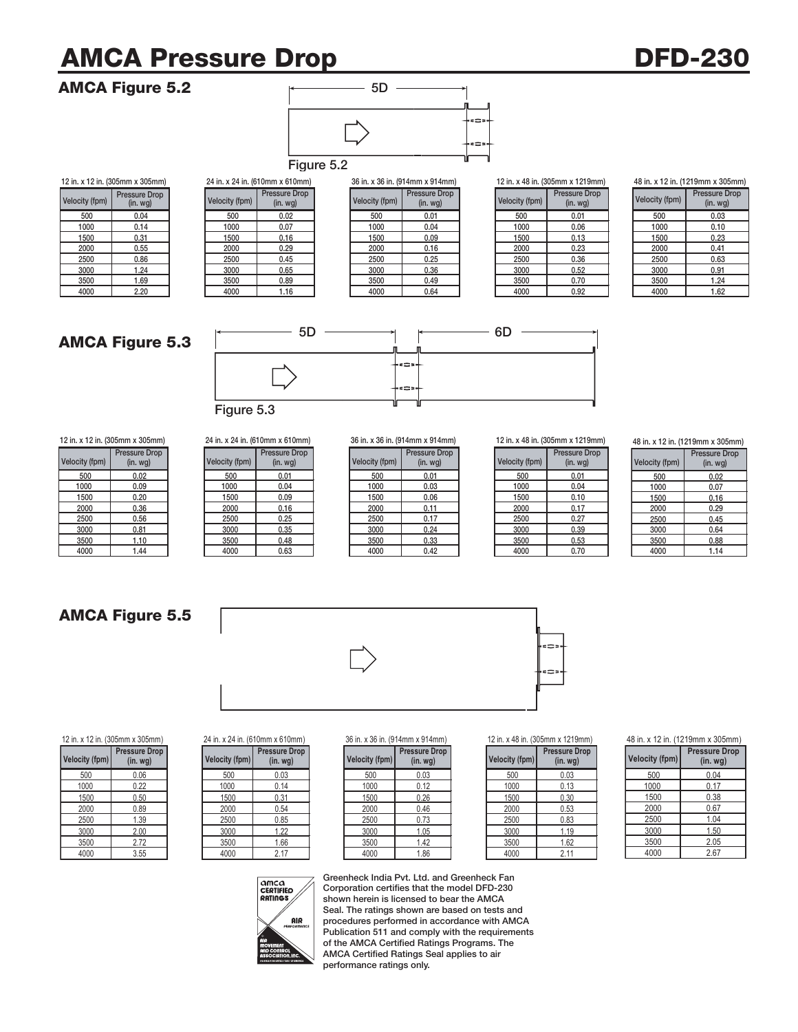# AMCA Pressure Drop

# DFD-230

## AMCA Figure 5.2

5D

Figure 5.2

12 in. x 12 in. (305mm x 305mm)

| Velocity (fpm) | Pressure Drop (in. wg) |
|---|---|
| 500 | 0.04 |
| 1000 | 0.14 |
| 1500 | 0.31 |
| 2000 | 0.55 |
| 2500 | 0.86 |
| 3000 | 1.24 |
| 3500 | 1.69 |
| 4000 | 2.20 |

24 in. x 24 in. (610mm x 610mm)

| Velocity (fpm) | Pressure Drop (in. wg) |
|---|---|
| 500 | 0.02 |
| 1000 | 0.07 |
| 1500 | 0.16 |
| 2000 | 0.29 |
| 2500 | 0.45 |
| 3000 | 0.65 |
| 3500 | 0.89 |
| 4000 | 1.16 |

36 in. x 36 in. (914mm x 914mm)

| Velocity (fpm) | Pressure Drop (in. wg) |
|---|---|
| 500 | 0.01 |
| 1000 | 0.04 |
| 1500 | 0.09 |
| 2000 | 0.16 |
| 2500 | 0.25 |
| 3000 | 0.36 |
| 3500 | 0.49 |
| 4000 | 0.64 |

12 in. x 48 in. (305mm x 1219mm)

| Velocity (fpm) | Pressure Drop (in. wg) |
|---|---|
| 500 | 0.01 |
| 1000 | 0.06 |
| 1500 | 0.13 |
| 2000 | 0.23 |
| 2500 | 0.36 |
| 3000 | 0.52 |
| 3500 | 0.70 |
| 4000 | 0.92 |

48 in. x 12 in. (1219mm x 305mm)

| Velocity (fpm) | Pressure Drop (in. wg) |
|---|---|
| 500 | 0.03 |
| 1000 | 0.10 |
| 1500 | 0.23 |
| 2000 | 0.41 |
| 2500 | 0.63 |
| 3000 | 0.91 |
| 3500 | 1.24 |
| 4000 | 1.62 |

## AMCA Figure 5.3

5D 6D

Figure 5.3

12 in. x 12 in. (305mm x 305mm)

| Velocity (fpm) | Pressure Drop (in. wg) |
|---|---|
| 500 | 0.02 |
| 1000 | 0.09 |
| 1500 | 0.20 |
| 2000 | 0.36 |
| 2500 | 0.56 |
| 3000 | 0.81 |
| 3500 | 1.10 |
| 4000 | 1.44 |

24 in. x 24 in. (610mm x 610mm)

| Velocity (fpm) | Pressure Drop (in. wg) |
|---|---|
| 500 | 0.01 |
| 1000 | 0.04 |
| 1500 | 0.09 |
| 2000 | 0.16 |
| 2500 | 0.25 |
| 3000 | 0.35 |
| 3500 | 0.48 |
| 4000 | 0.63 |

36 in. x 36 in. (914mm x 914mm)

| Velocity (fpm) | Pressure Drop (in. wg) |
|---|---|
| 500 | 0.01 |
| 1000 | 0.03 |
| 1500 | 0.06 |
| 2000 | 0.11 |
| 2500 | 0.17 |
| 3000 | 0.24 |
| 3500 | 0.33 |
| 4000 | 0.42 |

12 in. x 48 in. (305mm x 1219mm)

| Velocity (fpm) | Pressure Drop (in. wg) |
|---|---|
| 500 | 0.01 |
| 1000 | 0.04 |
| 1500 | 0.10 |
| 2000 | 0.17 |
| 2500 | 0.27 |
| 3000 | 0.39 |
| 3500 | 0.53 |
| 4000 | 0.70 |

48 in. x 12 in. (1219mm x 305mm)

| Velocity (fpm) | Pressure Drop (in. wg) |
|---|---|
| 500 | 0.02 |
| 1000 | 0.07 |
| 1500 | 0.16 |
| 2000 | 0.29 |
| 2500 | 0.45 |
| 3000 | 0.64 |
| 3500 | 0.88 |
| 4000 | 1.14 |

## AMCA Figure 5.5

12 in. x 12 in. (305mm x 305mm)

| Velocity (fpm) | Pressure Drop (in. wg) |
|---|---|
| 500 | 0.06 |
| 1000 | 0.22 |
| 1500 | 0.50 |
| 2000 | 0.89 |
| 2500 | 1.39 |
| 3000 | 2.00 |
| 3500 | 2.72 |
| 4000 | 3.55 |

24 in. x 24 in. (610mm x 610mm)

| Velocity (fpm) | Pressure Drop (in. wg) |
|---|---|
| 500 | 0.03 |
| 1000 | 0.14 |
| 1500 | 0.31 |
| 2000 | 0.54 |
| 2500 | 0.85 |
| 3000 | 1.22 |
| 3500 | 1.66 |
| 4000 | 2.17 |

36 in. x 36 in. (914mm x 914mm)

| Velocity (fpm) | Pressure Drop (in. wg) |
|---|---|
| 500 | 0.03 |
| 1000 | 0.12 |
| 1500 | 0.26 |
| 2000 | 0.46 |
| 2500 | 0.73 |
| 3000 | 1.05 |
| 3500 | 1.42 |
| 4000 | 1.86 |

12 in. x 48 in. (305mm x 1219mm)

| Velocity (fpm) | Pressure Drop (in. wg) |
|---|---|
| 500 | 0.03 |
| 1000 | 0.13 |
| 1500 | 0.30 |
| 2000 | 0.53 |
| 2500 | 0.83 |
| 3000 | 1.19 |
| 3500 | 1.62 |
| 4000 | 2.11 |

48 in. x 12 in. (1219mm x 305mm)

| Velocity (fpm) | Pressure Drop (in. wg) |
|---|---|
| 500 | 0.04 |
| 1000 | 0.17 |
| 1500 | 0.38 |
| 2000 | 0.67 |
| 2500 | 1.04 |
| 3000 | 1.50 |
| 3500 | 2.05 |
| 4000 | 2.67 |

Greenheck India Pvt. Ltd. and Greenheck Fan Corporation certifies that the model DFD-230 shown herein is licensed to bear the AMCA Seal. The ratings shown are based on tests and procedures performed in accordance with AMCA Publication 511 and comply with the requirements of the AMCA Certified Ratings Programs. The AMCA Certified Ratings Seal applies to air performance ratings only.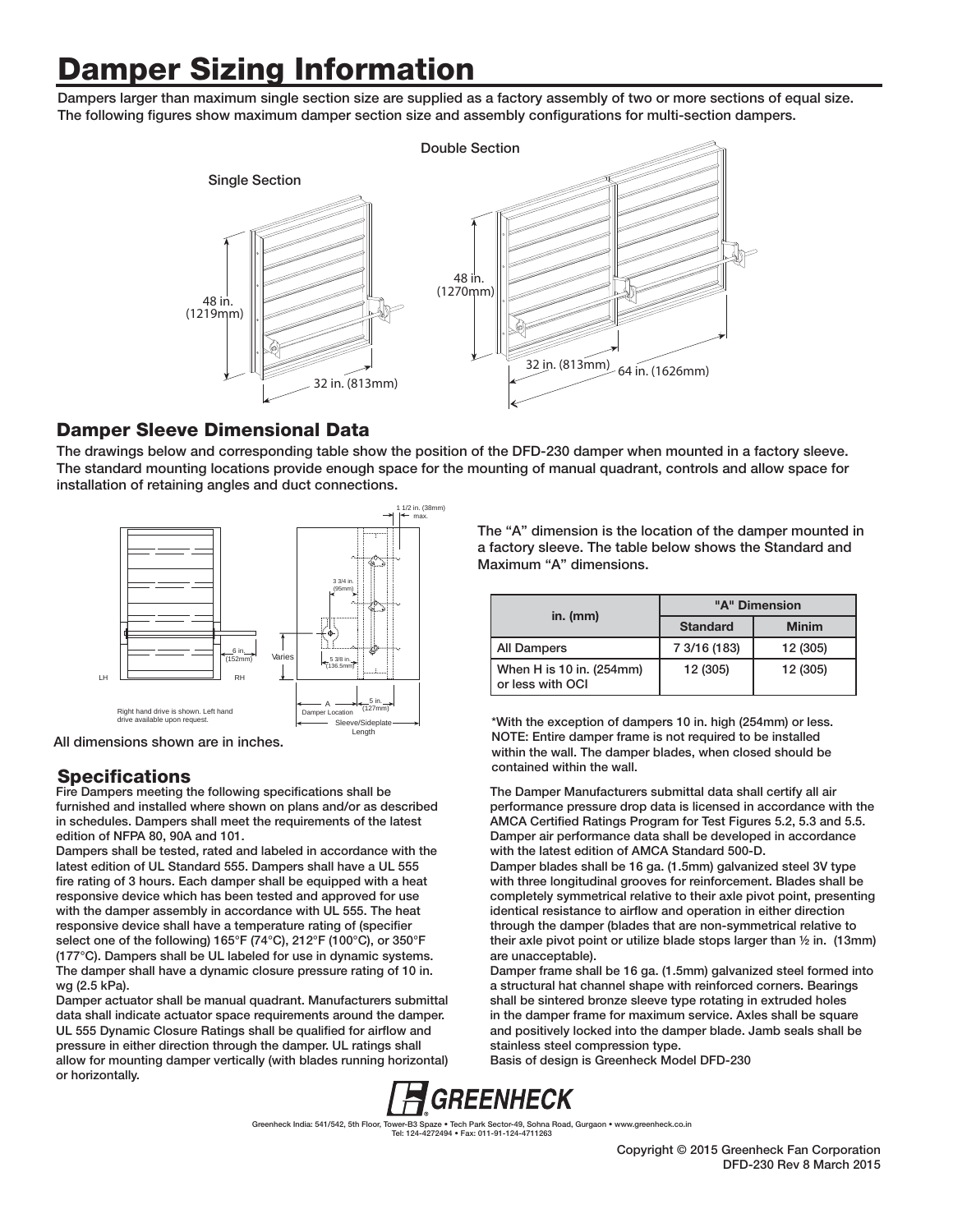# Damper Sizing Information

Dampers larger than maximum single section size are supplied as a factory assembly of two or more sections of equal size. The following figures show maximum damper section size and assembly configurations for multi-section dampers.

Single Section

48 in.
(1219mm)

32 in. (813mm)

Double Section

48 in.
(1270mm)

32 in. (813mm)

64 in. (1626mm)

## Damper Sleeve Dimensional Data

The drawings below and corresponding table show the position of the DFD-230 damper when mounted in a factory sleeve. The standard mounting locations provide enough space for the mounting of manual quadrant, controls and allow space for installation of retaining angles and duct connections.

1 1/2 in. (38mm) max.

3 3/4 in. (95mm)

6 in. (152mm)

Varies

5 3/8 in. (136.5mm)

LH

RH

A
Damper Location

5 in. (127mm)

Sleeve/Sideplate Length

Right hand drive is shown. Left hand drive available upon request.

All dimensions shown are in inches.

The "A" dimension is the location of the damper mounted in a factory sleeve. The table below shows the Standard and Maximum "A" dimensions.

| in. (mm) | "A" Dimension | |
|---|---|---|
| | **Standard** | **Minim** |
| All Dampers | 7 3/16 (183) | 12 (305) |
| When H is 10 in. (254mm) or less with OCI | 12 (305) | 12 (305) |

*With the exception of dampers 10 in. high (254mm) or less.
NOTE: Entire damper frame is not required to be installed within the wall. The damper blades, when closed should be contained within the wall.

## Specifications

Fire Dampers meeting the following specifications shall be furnished and installed where shown on plans and/or as described in schedules. Dampers shall meet the requirements of the latest edition of NFPA 80, 90A and 101.

Dampers shall be tested, rated and labeled in accordance with the latest edition of UL Standard 555. Dampers shall have a UL 555 fire rating of 3 hours. Each damper shall be equipped with a heat responsive device which has been tested and approved for use with the damper assembly in accordance with UL 555. The heat responsive device shall have a temperature rating of (specifier select one of the following) 165°F (74°C), 212°F (100°C), or 350°F (177°C). Dampers shall be UL labeled for use in dynamic systems. The damper shall have a dynamic closure pressure rating of 10 in. wg (2.5 kPa).

Damper actuator shall be manual quadrant. Manufacturers submittal data shall indicate actuator space requirements around the damper. UL 555 Dynamic Closure Ratings shall be qualified for airflow and pressure in either direction through the damper. UL ratings shall allow for mounting damper vertically (with blades running horizontal) or horizontally.

The Damper Manufacturers submittal data shall certify all air performance pressure drop data is licensed in accordance with the AMCA Certified Ratings Program for Test Figures 5.2, 5.3 and 5.5. Damper air performance data shall be developed in accordance with the latest edition of AMCA Standard 500-D.

Damper blades shall be 16 ga. (1.5mm) galvanized steel 3V type with three longitudinal grooves for reinforcement. Blades shall be completely symmetrical relative to their axle pivot point, presenting identical resistance to airflow and operation in either direction through the damper (blades that are non-symmetrical relative to their axle pivot point or utilize blade stops larger than ½ in. (13mm) are unacceptable).

Damper frame shall be 16 ga. (1.5mm) galvanized steel formed into a structural hat channel shape with reinforced corners. Bearings shall be sintered bronze sleeve type rotating in extruded holes in the damper frame for maximum service. Axles shall be square and positively locked into the damper blade. Jamb seals shall be stainless steel compression type.

Basis of design is Greenheck Model DFD-230

GREENHECK

Greenheck India: 541/542, 5th Floor, Tower-B3 Spaze • Tech Park Sector-49, Sohna Road, Gurgaon • www.greenheck.co.in
Tel: 124-4272494 • Fax: 011-91-124-4711263

Copyright © 2015 Greenheck Fan Corporation
DFD-230 Rev 8 March 2015